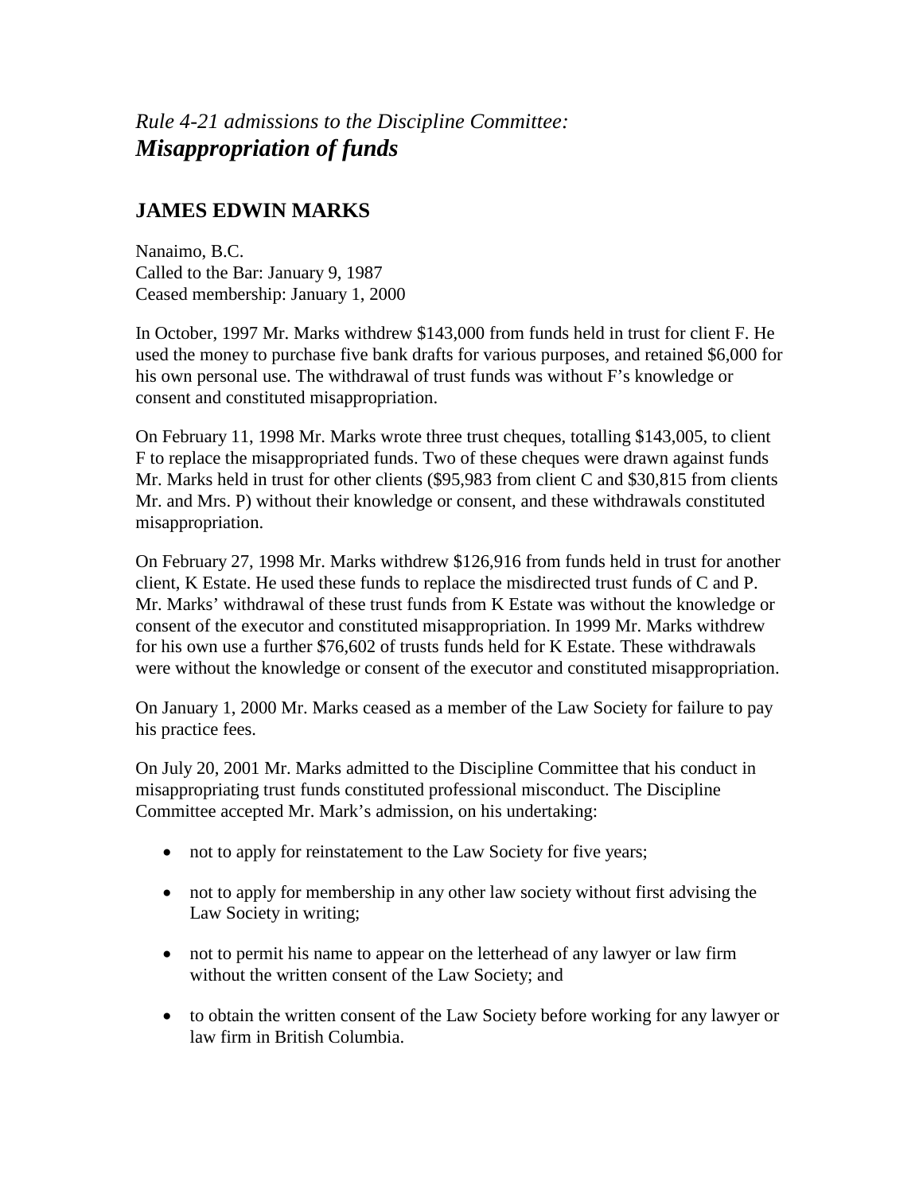*Rule 4-21 admissions to the Discipline Committee:*
# ***Misappropriation of funds***

## JAMES EDWIN MARKS

Nanaimo, B.C.
Called to the Bar: January 9, 1987
Ceased membership: January 1, 2000

In October, 1997 Mr. Marks withdrew $143,000 from funds held in trust for client F. He used the money to purchase five bank drafts for various purposes, and retained $6,000 for his own personal use. The withdrawal of trust funds was without F's knowledge or consent and constituted misappropriation.

On February 11, 1998 Mr. Marks wrote three trust cheques, totalling $143,005, to client F to replace the misappropriated funds. Two of these cheques were drawn against funds Mr. Marks held in trust for other clients ($95,983 from client C and $30,815 from clients Mr. and Mrs. P) without their knowledge or consent, and these withdrawals constituted misappropriation.

On February 27, 1998 Mr. Marks withdrew $126,916 from funds held in trust for another client, K Estate. He used these funds to replace the misdirected trust funds of C and P. Mr. Marks' withdrawal of these trust funds from K Estate was without the knowledge or consent of the executor and constituted misappropriation. In 1999 Mr. Marks withdrew for his own use a further $76,602 of trusts funds held for K Estate. These withdrawals were without the knowledge or consent of the executor and constituted misappropriation.

On January 1, 2000 Mr. Marks ceased as a member of the Law Society for failure to pay his practice fees.

On July 20, 2001 Mr. Marks admitted to the Discipline Committee that his conduct in misappropriating trust funds constituted professional misconduct. The Discipline Committee accepted Mr. Mark's admission, on his undertaking:

- not to apply for reinstatement to the Law Society for five years;
- not to apply for membership in any other law society without first advising the Law Society in writing;
- not to permit his name to appear on the letterhead of any lawyer or law firm without the written consent of the Law Society; and
- to obtain the written consent of the Law Society before working for any lawyer or law firm in British Columbia.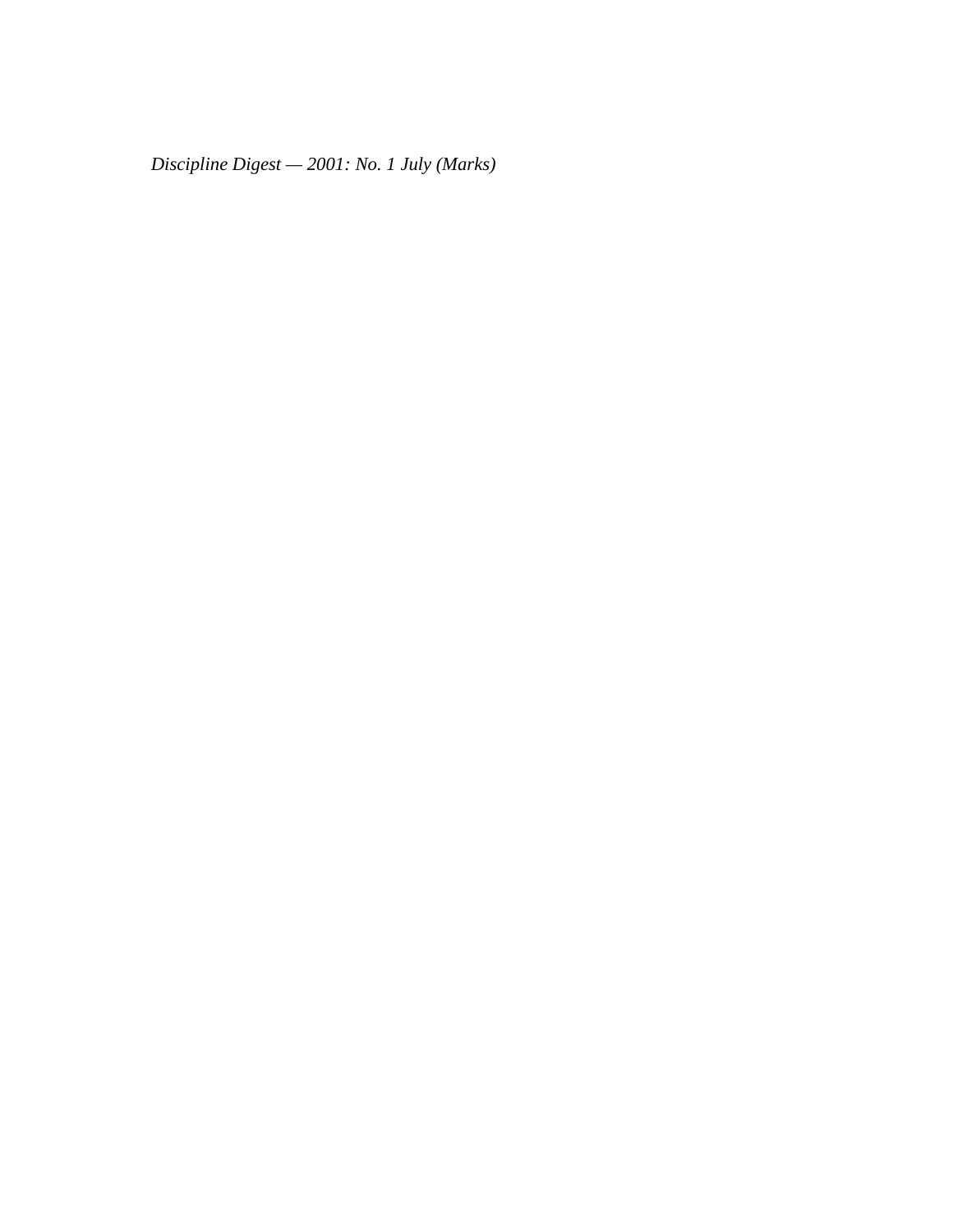*Discipline Digest — 2001: No. 1 July (Marks)*